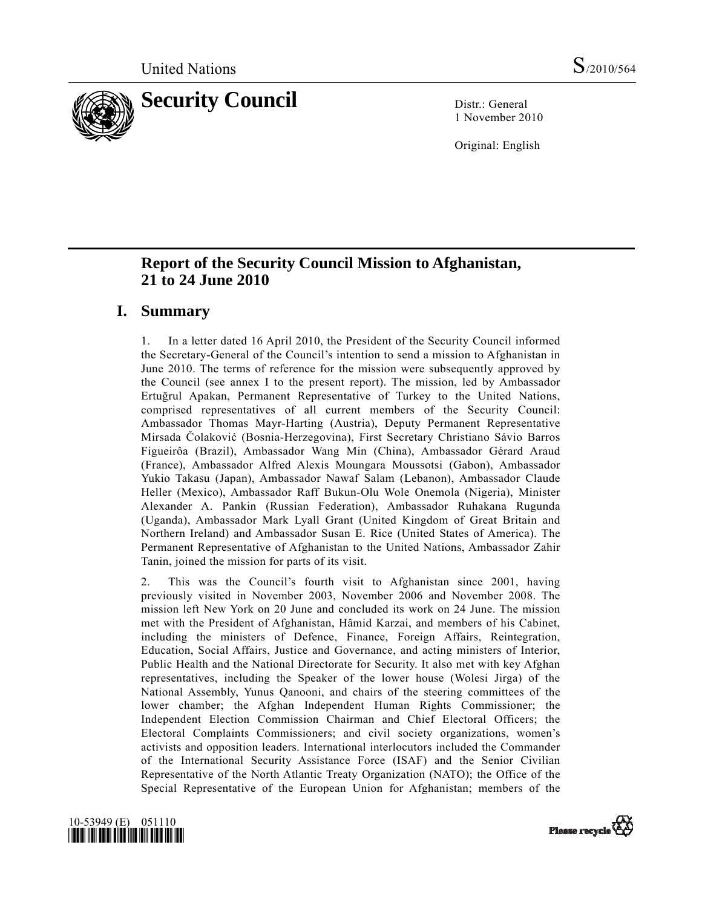United Nations S/2010/564

# Security Council

Distr.: General
1 November 2010

Original: English

## Report of the Security Council Mission to Afghanistan, 21 to 24 June 2010

## I. Summary

1. In a letter dated 16 April 2010, the President of the Security Council informed the Secretary-General of the Council's intention to send a mission to Afghanistan in June 2010. The terms of reference for the mission were subsequently approved by the Council (see annex I to the present report). The mission, led by Ambassador Ertuğrul Apakan, Permanent Representative of Turkey to the United Nations, comprised representatives of all current members of the Security Council: Ambassador Thomas Mayr-Harting (Austria), Deputy Permanent Representative Mirsada Čolaković (Bosnia-Herzegovina), First Secretary Christiano Sávio Barros Figueirôa (Brazil), Ambassador Wang Min (China), Ambassador Gérard Araud (France), Ambassador Alfred Alexis Moungara Moussotsi (Gabon), Ambassador Yukio Takasu (Japan), Ambassador Nawaf Salam (Lebanon), Ambassador Claude Heller (Mexico), Ambassador Raff Bukun-Olu Wole Onemola (Nigeria), Minister Alexander A. Pankin (Russian Federation), Ambassador Ruhakana Rugunda (Uganda), Ambassador Mark Lyall Grant (United Kingdom of Great Britain and Northern Ireland) and Ambassador Susan E. Rice (United States of America). The Permanent Representative of Afghanistan to the United Nations, Ambassador Zahir Tanin, joined the mission for parts of its visit.

2. This was the Council's fourth visit to Afghanistan since 2001, having previously visited in November 2003, November 2006 and November 2008. The mission left New York on 20 June and concluded its work on 24 June. The mission met with the President of Afghanistan, Hâmid Karzai, and members of his Cabinet, including the ministers of Defence, Finance, Foreign Affairs, Reintegration, Education, Social Affairs, Justice and Governance, and acting ministers of Interior, Public Health and the National Directorate for Security. It also met with key Afghan representatives, including the Speaker of the lower house (Wolesi Jirga) of the National Assembly, Yunus Qanooni, and chairs of the steering committees of the lower chamber; the Afghan Independent Human Rights Commissioner; the Independent Election Commission Chairman and Chief Electoral Officers; the Electoral Complaints Commissioners; and civil society organizations, women's activists and opposition leaders. International interlocutors included the Commander of the International Security Assistance Force (ISAF) and the Senior Civilian Representative of the North Atlantic Treaty Organization (NATO); the Office of the Special Representative of the European Union for Afghanistan; members of the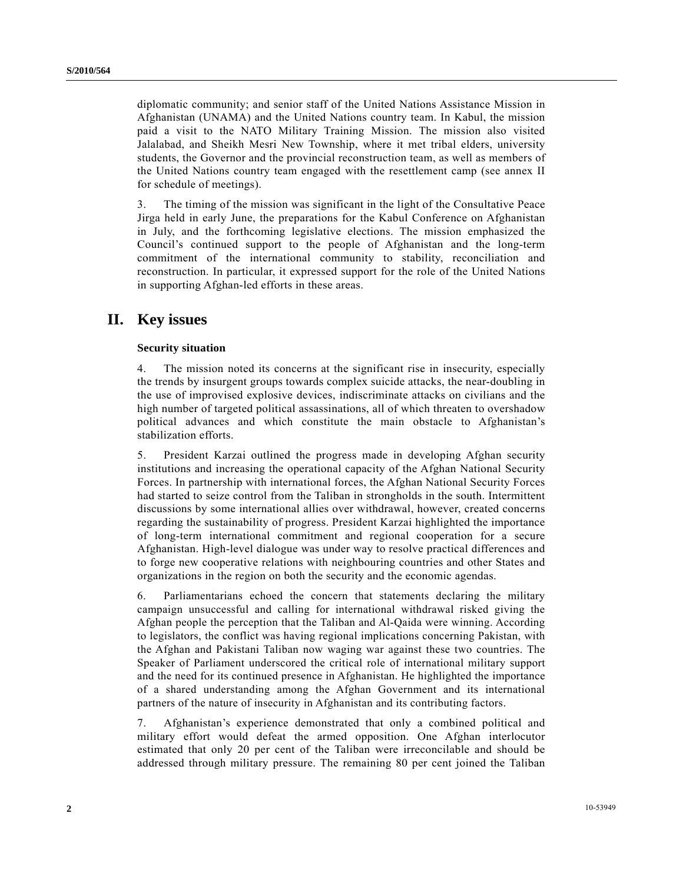diplomatic community; and senior staff of the United Nations Assistance Mission in Afghanistan (UNAMA) and the United Nations country team. In Kabul, the mission paid a visit to the NATO Military Training Mission. The mission also visited Jalalabad, and Sheikh Mesri New Township, where it met tribal elders, university students, the Governor and the provincial reconstruction team, as well as members of the United Nations country team engaged with the resettlement camp (see annex II for schedule of meetings).

3. The timing of the mission was significant in the light of the Consultative Peace Jirga held in early June, the preparations for the Kabul Conference on Afghanistan in July, and the forthcoming legislative elections. The mission emphasized the Council's continued support to the people of Afghanistan and the long-term commitment of the international community to stability, reconciliation and reconstruction. In particular, it expressed support for the role of the United Nations in supporting Afghan-led efforts in these areas.

# II. Key issues

### Security situation

4. The mission noted its concerns at the significant rise in insecurity, especially the trends by insurgent groups towards complex suicide attacks, the near-doubling in the use of improvised explosive devices, indiscriminate attacks on civilians and the high number of targeted political assassinations, all of which threaten to overshadow political advances and which constitute the main obstacle to Afghanistan's stabilization efforts.

5. President Karzai outlined the progress made in developing Afghan security institutions and increasing the operational capacity of the Afghan National Security Forces. In partnership with international forces, the Afghan National Security Forces had started to seize control from the Taliban in strongholds in the south. Intermittent discussions by some international allies over withdrawal, however, created concerns regarding the sustainability of progress. President Karzai highlighted the importance of long-term international commitment and regional cooperation for a secure Afghanistan. High-level dialogue was under way to resolve practical differences and to forge new cooperative relations with neighbouring countries and other States and organizations in the region on both the security and the economic agendas.

6. Parliamentarians echoed the concern that statements declaring the military campaign unsuccessful and calling for international withdrawal risked giving the Afghan people the perception that the Taliban and Al-Qaida were winning. According to legislators, the conflict was having regional implications concerning Pakistan, with the Afghan and Pakistani Taliban now waging war against these two countries. The Speaker of Parliament underscored the critical role of international military support and the need for its continued presence in Afghanistan. He highlighted the importance of a shared understanding among the Afghan Government and its international partners of the nature of insecurity in Afghanistan and its contributing factors.

7. Afghanistan's experience demonstrated that only a combined political and military effort would defeat the armed opposition. One Afghan interlocutor estimated that only 20 per cent of the Taliban were irreconcilable and should be addressed through military pressure. The remaining 80 per cent joined the Taliban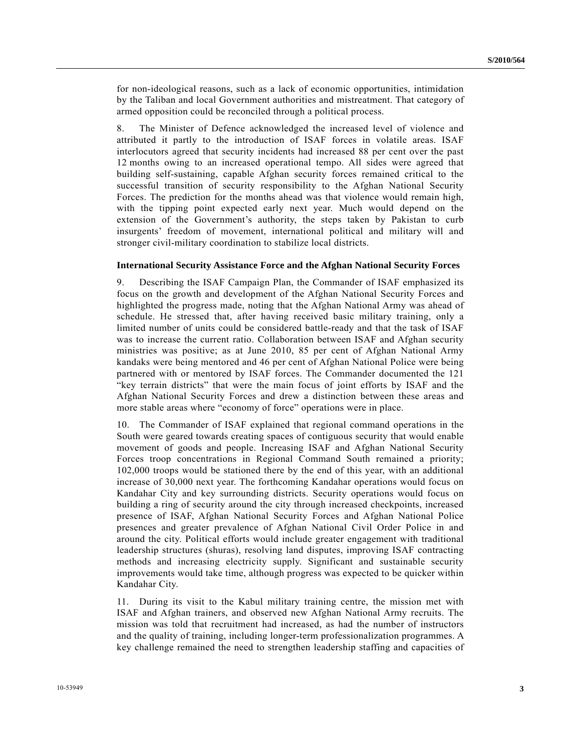for non-ideological reasons, such as a lack of economic opportunities, intimidation by the Taliban and local Government authorities and mistreatment. That category of armed opposition could be reconciled through a political process.

8. The Minister of Defence acknowledged the increased level of violence and attributed it partly to the introduction of ISAF forces in volatile areas. ISAF interlocutors agreed that security incidents had increased 88 per cent over the past 12 months owing to an increased operational tempo. All sides were agreed that building self-sustaining, capable Afghan security forces remained critical to the successful transition of security responsibility to the Afghan National Security Forces. The prediction for the months ahead was that violence would remain high, with the tipping point expected early next year. Much would depend on the extension of the Government's authority, the steps taken by Pakistan to curb insurgents' freedom of movement, international political and military will and stronger civil-military coordination to stabilize local districts.

**International Security Assistance Force and the Afghan National Security Forces**

9. Describing the ISAF Campaign Plan, the Commander of ISAF emphasized its focus on the growth and development of the Afghan National Security Forces and highlighted the progress made, noting that the Afghan National Army was ahead of schedule. He stressed that, after having received basic military training, only a limited number of units could be considered battle-ready and that the task of ISAF was to increase the current ratio. Collaboration between ISAF and Afghan security ministries was positive; as at June 2010, 85 per cent of Afghan National Army kandaks were being mentored and 46 per cent of Afghan National Police were being partnered with or mentored by ISAF forces. The Commander documented the 121 "key terrain districts" that were the main focus of joint efforts by ISAF and the Afghan National Security Forces and drew a distinction between these areas and more stable areas where "economy of force" operations were in place.

10. The Commander of ISAF explained that regional command operations in the South were geared towards creating spaces of contiguous security that would enable movement of goods and people. Increasing ISAF and Afghan National Security Forces troop concentrations in Regional Command South remained a priority; 102,000 troops would be stationed there by the end of this year, with an additional increase of 30,000 next year. The forthcoming Kandahar operations would focus on Kandahar City and key surrounding districts. Security operations would focus on building a ring of security around the city through increased checkpoints, increased presence of ISAF, Afghan National Security Forces and Afghan National Police presences and greater prevalence of Afghan National Civil Order Police in and around the city. Political efforts would include greater engagement with traditional leadership structures (shuras), resolving land disputes, improving ISAF contracting methods and increasing electricity supply. Significant and sustainable security improvements would take time, although progress was expected to be quicker within Kandahar City.

11. During its visit to the Kabul military training centre, the mission met with ISAF and Afghan trainers, and observed new Afghan National Army recruits. The mission was told that recruitment had increased, as had the number of instructors and the quality of training, including longer-term professionalization programmes. A key challenge remained the need to strengthen leadership staffing and capacities of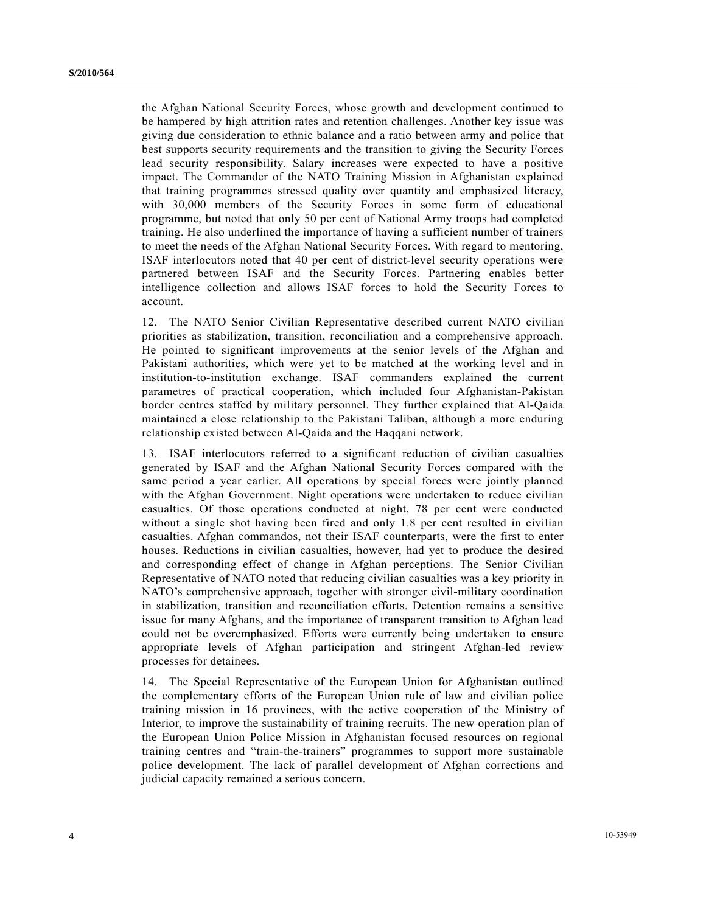the Afghan National Security Forces, whose growth and development continued to be hampered by high attrition rates and retention challenges. Another key issue was giving due consideration to ethnic balance and a ratio between army and police that best supports security requirements and the transition to giving the Security Forces lead security responsibility. Salary increases were expected to have a positive impact. The Commander of the NATO Training Mission in Afghanistan explained that training programmes stressed quality over quantity and emphasized literacy, with 30,000 members of the Security Forces in some form of educational programme, but noted that only 50 per cent of National Army troops had completed training. He also underlined the importance of having a sufficient number of trainers to meet the needs of the Afghan National Security Forces. With regard to mentoring, ISAF interlocutors noted that 40 per cent of district-level security operations were partnered between ISAF and the Security Forces. Partnering enables better intelligence collection and allows ISAF forces to hold the Security Forces to account.

12. The NATO Senior Civilian Representative described current NATO civilian priorities as stabilization, transition, reconciliation and a comprehensive approach. He pointed to significant improvements at the senior levels of the Afghan and Pakistani authorities, which were yet to be matched at the working level and in institution-to-institution exchange. ISAF commanders explained the current parametres of practical cooperation, which included four Afghanistan-Pakistan border centres staffed by military personnel. They further explained that Al-Qaida maintained a close relationship to the Pakistani Taliban, although a more enduring relationship existed between Al-Qaida and the Haqqani network.

13. ISAF interlocutors referred to a significant reduction of civilian casualties generated by ISAF and the Afghan National Security Forces compared with the same period a year earlier. All operations by special forces were jointly planned with the Afghan Government. Night operations were undertaken to reduce civilian casualties. Of those operations conducted at night, 78 per cent were conducted without a single shot having been fired and only 1.8 per cent resulted in civilian casualties. Afghan commandos, not their ISAF counterparts, were the first to enter houses. Reductions in civilian casualties, however, had yet to produce the desired and corresponding effect of change in Afghan perceptions. The Senior Civilian Representative of NATO noted that reducing civilian casualties was a key priority in NATO's comprehensive approach, together with stronger civil-military coordination in stabilization, transition and reconciliation efforts. Detention remains a sensitive issue for many Afghans, and the importance of transparent transition to Afghan lead could not be overemphasized. Efforts were currently being undertaken to ensure appropriate levels of Afghan participation and stringent Afghan-led review processes for detainees.

14. The Special Representative of the European Union for Afghanistan outlined the complementary efforts of the European Union rule of law and civilian police training mission in 16 provinces, with the active cooperation of the Ministry of Interior, to improve the sustainability of training recruits. The new operation plan of the European Union Police Mission in Afghanistan focused resources on regional training centres and "train-the-trainers" programmes to support more sustainable police development. The lack of parallel development of Afghan corrections and judicial capacity remained a serious concern.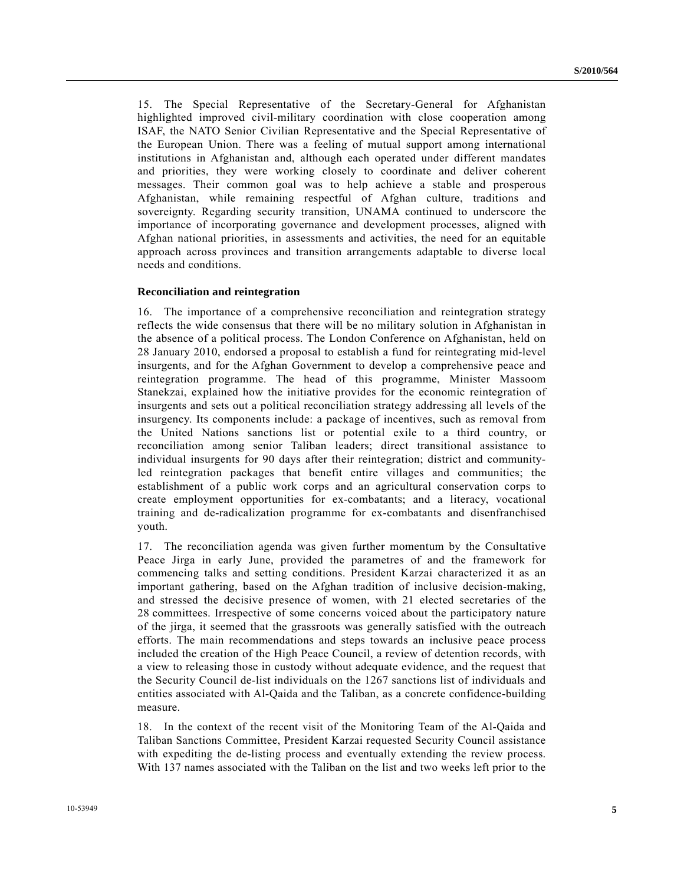15. The Special Representative of the Secretary-General for Afghanistan highlighted improved civil-military coordination with close cooperation among ISAF, the NATO Senior Civilian Representative and the Special Representative of the European Union. There was a feeling of mutual support among international institutions in Afghanistan and, although each operated under different mandates and priorities, they were working closely to coordinate and deliver coherent messages. Their common goal was to help achieve a stable and prosperous Afghanistan, while remaining respectful of Afghan culture, traditions and sovereignty. Regarding security transition, UNAMA continued to underscore the importance of incorporating governance and development processes, aligned with Afghan national priorities, in assessments and activities, the need for an equitable approach across provinces and transition arrangements adaptable to diverse local needs and conditions.

**Reconciliation and reintegration**

16. The importance of a comprehensive reconciliation and reintegration strategy reflects the wide consensus that there will be no military solution in Afghanistan in the absence of a political process. The London Conference on Afghanistan, held on 28 January 2010, endorsed a proposal to establish a fund for reintegrating mid-level insurgents, and for the Afghan Government to develop a comprehensive peace and reintegration programme. The head of this programme, Minister Massoom Stanekzai, explained how the initiative provides for the economic reintegration of insurgents and sets out a political reconciliation strategy addressing all levels of the insurgency. Its components include: a package of incentives, such as removal from the United Nations sanctions list or potential exile to a third country, or reconciliation among senior Taliban leaders; direct transitional assistance to individual insurgents for 90 days after their reintegration; district and community-led reintegration packages that benefit entire villages and communities; the establishment of a public work corps and an agricultural conservation corps to create employment opportunities for ex-combatants; and a literacy, vocational training and de-radicalization programme for ex-combatants and disenfranchised youth.

17. The reconciliation agenda was given further momentum by the Consultative Peace Jirga in early June, provided the parametres of and the framework for commencing talks and setting conditions. President Karzai characterized it as an important gathering, based on the Afghan tradition of inclusive decision-making, and stressed the decisive presence of women, with 21 elected secretaries of the 28 committees. Irrespective of some concerns voiced about the participatory nature of the jirga, it seemed that the grassroots was generally satisfied with the outreach efforts. The main recommendations and steps towards an inclusive peace process included the creation of the High Peace Council, a review of detention records, with a view to releasing those in custody without adequate evidence, and the request that the Security Council de-list individuals on the 1267 sanctions list of individuals and entities associated with Al-Qaida and the Taliban, as a concrete confidence-building measure.

18. In the context of the recent visit of the Monitoring Team of the Al-Qaida and Taliban Sanctions Committee, President Karzai requested Security Council assistance with expediting the de-listing process and eventually extending the review process. With 137 names associated with the Taliban on the list and two weeks left prior to the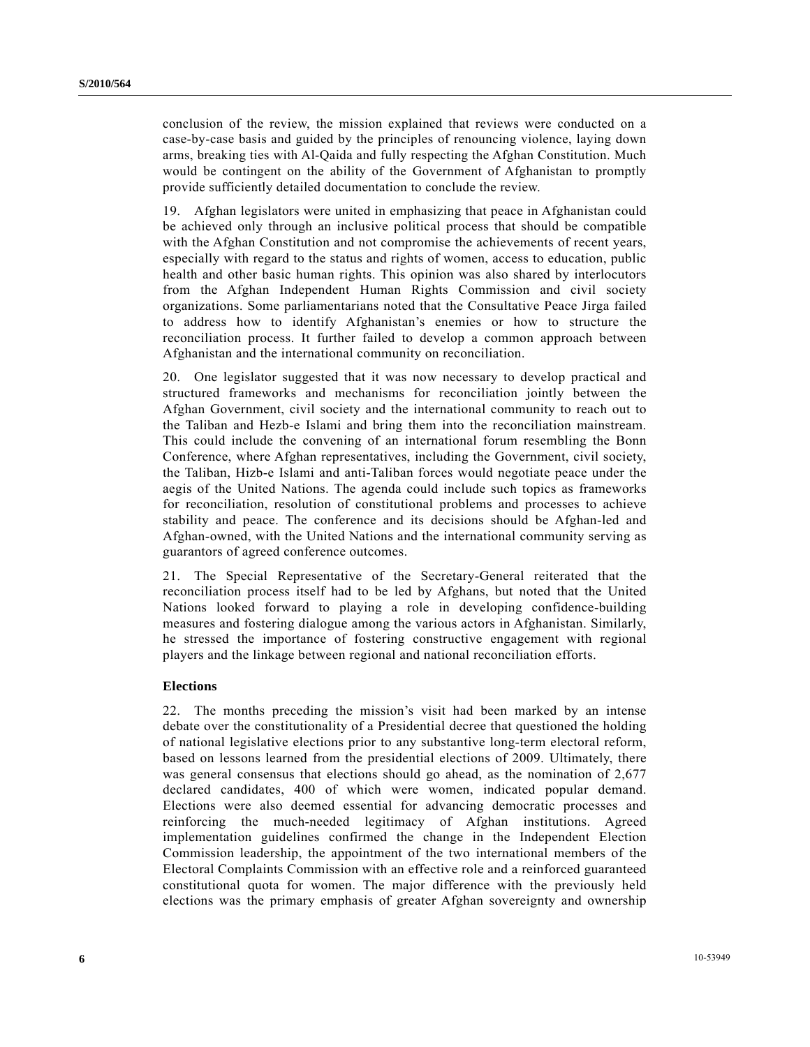conclusion of the review, the mission explained that reviews were conducted on a case-by-case basis and guided by the principles of renouncing violence, laying down arms, breaking ties with Al-Qaida and fully respecting the Afghan Constitution. Much would be contingent on the ability of the Government of Afghanistan to promptly provide sufficiently detailed documentation to conclude the review.

19. Afghan legislators were united in emphasizing that peace in Afghanistan could be achieved only through an inclusive political process that should be compatible with the Afghan Constitution and not compromise the achievements of recent years, especially with regard to the status and rights of women, access to education, public health and other basic human rights. This opinion was also shared by interlocutors from the Afghan Independent Human Rights Commission and civil society organizations. Some parliamentarians noted that the Consultative Peace Jirga failed to address how to identify Afghanistan's enemies or how to structure the reconciliation process. It further failed to develop a common approach between Afghanistan and the international community on reconciliation.

20. One legislator suggested that it was now necessary to develop practical and structured frameworks and mechanisms for reconciliation jointly between the Afghan Government, civil society and the international community to reach out to the Taliban and Hezb-e Islami and bring them into the reconciliation mainstream. This could include the convening of an international forum resembling the Bonn Conference, where Afghan representatives, including the Government, civil society, the Taliban, Hizb-e Islami and anti-Taliban forces would negotiate peace under the aegis of the United Nations. The agenda could include such topics as frameworks for reconciliation, resolution of constitutional problems and processes to achieve stability and peace. The conference and its decisions should be Afghan-led and Afghan-owned, with the United Nations and the international community serving as guarantors of agreed conference outcomes.

21. The Special Representative of the Secretary-General reiterated that the reconciliation process itself had to be led by Afghans, but noted that the United Nations looked forward to playing a role in developing confidence-building measures and fostering dialogue among the various actors in Afghanistan. Similarly, he stressed the importance of fostering constructive engagement with regional players and the linkage between regional and national reconciliation efforts.

**Elections**

22. The months preceding the mission's visit had been marked by an intense debate over the constitutionality of a Presidential decree that questioned the holding of national legislative elections prior to any substantive long-term electoral reform, based on lessons learned from the presidential elections of 2009. Ultimately, there was general consensus that elections should go ahead, as the nomination of 2,677 declared candidates, 400 of which were women, indicated popular demand. Elections were also deemed essential for advancing democratic processes and reinforcing the much-needed legitimacy of Afghan institutions. Agreed implementation guidelines confirmed the change in the Independent Election Commission leadership, the appointment of the two international members of the Electoral Complaints Commission with an effective role and a reinforced guaranteed constitutional quota for women. The major difference with the previously held elections was the primary emphasis of greater Afghan sovereignty and ownership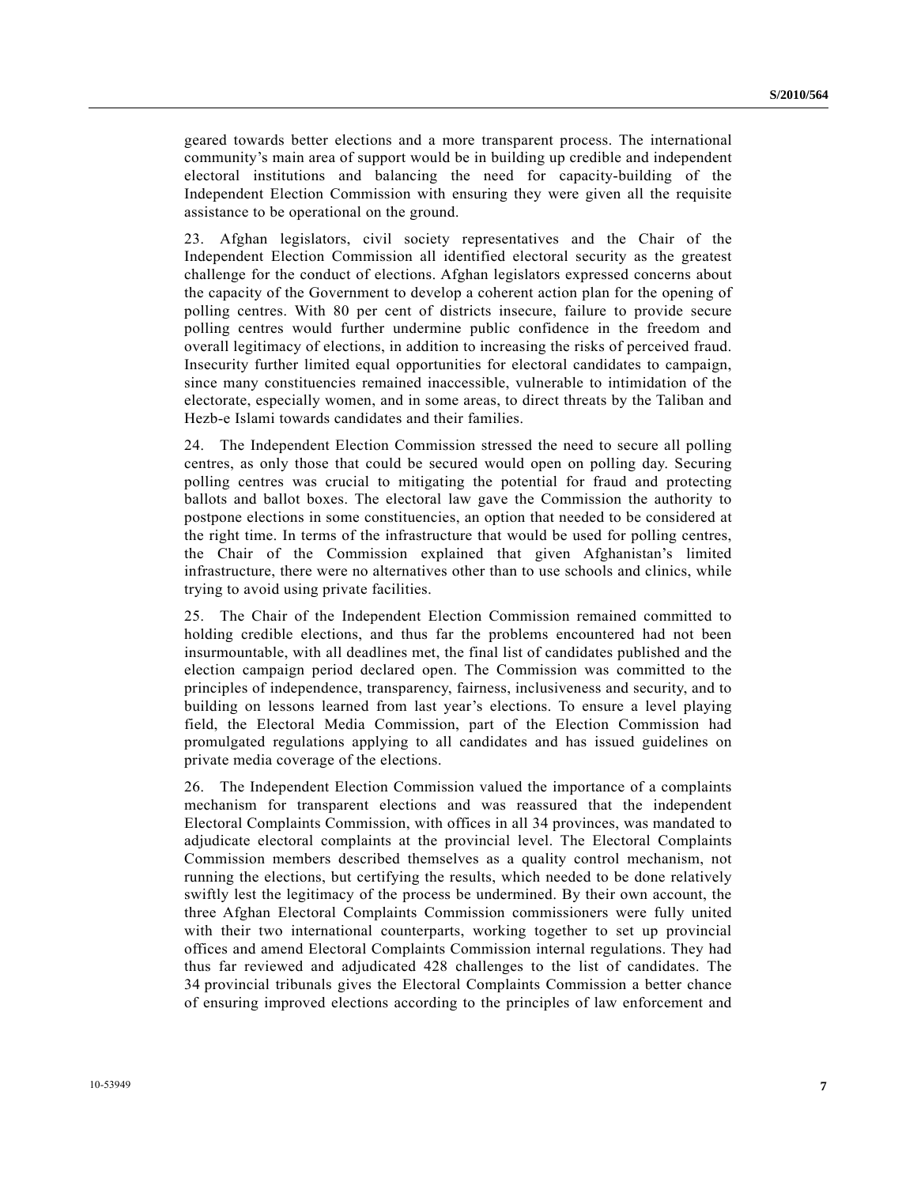geared towards better elections and a more transparent process. The international community's main area of support would be in building up credible and independent electoral institutions and balancing the need for capacity-building of the Independent Election Commission with ensuring they were given all the requisite assistance to be operational on the ground.

23. Afghan legislators, civil society representatives and the Chair of the Independent Election Commission all identified electoral security as the greatest challenge for the conduct of elections. Afghan legislators expressed concerns about the capacity of the Government to develop a coherent action plan for the opening of polling centres. With 80 per cent of districts insecure, failure to provide secure polling centres would further undermine public confidence in the freedom and overall legitimacy of elections, in addition to increasing the risks of perceived fraud. Insecurity further limited equal opportunities for electoral candidates to campaign, since many constituencies remained inaccessible, vulnerable to intimidation of the electorate, especially women, and in some areas, to direct threats by the Taliban and Hezb-e Islami towards candidates and their families.

24. The Independent Election Commission stressed the need to secure all polling centres, as only those that could be secured would open on polling day. Securing polling centres was crucial to mitigating the potential for fraud and protecting ballots and ballot boxes. The electoral law gave the Commission the authority to postpone elections in some constituencies, an option that needed to be considered at the right time. In terms of the infrastructure that would be used for polling centres, the Chair of the Commission explained that given Afghanistan's limited infrastructure, there were no alternatives other than to use schools and clinics, while trying to avoid using private facilities.

25. The Chair of the Independent Election Commission remained committed to holding credible elections, and thus far the problems encountered had not been insurmountable, with all deadlines met, the final list of candidates published and the election campaign period declared open. The Commission was committed to the principles of independence, transparency, fairness, inclusiveness and security, and to building on lessons learned from last year's elections. To ensure a level playing field, the Electoral Media Commission, part of the Election Commission had promulgated regulations applying to all candidates and has issued guidelines on private media coverage of the elections.

26. The Independent Election Commission valued the importance of a complaints mechanism for transparent elections and was reassured that the independent Electoral Complaints Commission, with offices in all 34 provinces, was mandated to adjudicate electoral complaints at the provincial level. The Electoral Complaints Commission members described themselves as a quality control mechanism, not running the elections, but certifying the results, which needed to be done relatively swiftly lest the legitimacy of the process be undermined. By their own account, the three Afghan Electoral Complaints Commission commissioners were fully united with their two international counterparts, working together to set up provincial offices and amend Electoral Complaints Commission internal regulations. They had thus far reviewed and adjudicated 428 challenges to the list of candidates. The 34 provincial tribunals gives the Electoral Complaints Commission a better chance of ensuring improved elections according to the principles of law enforcement and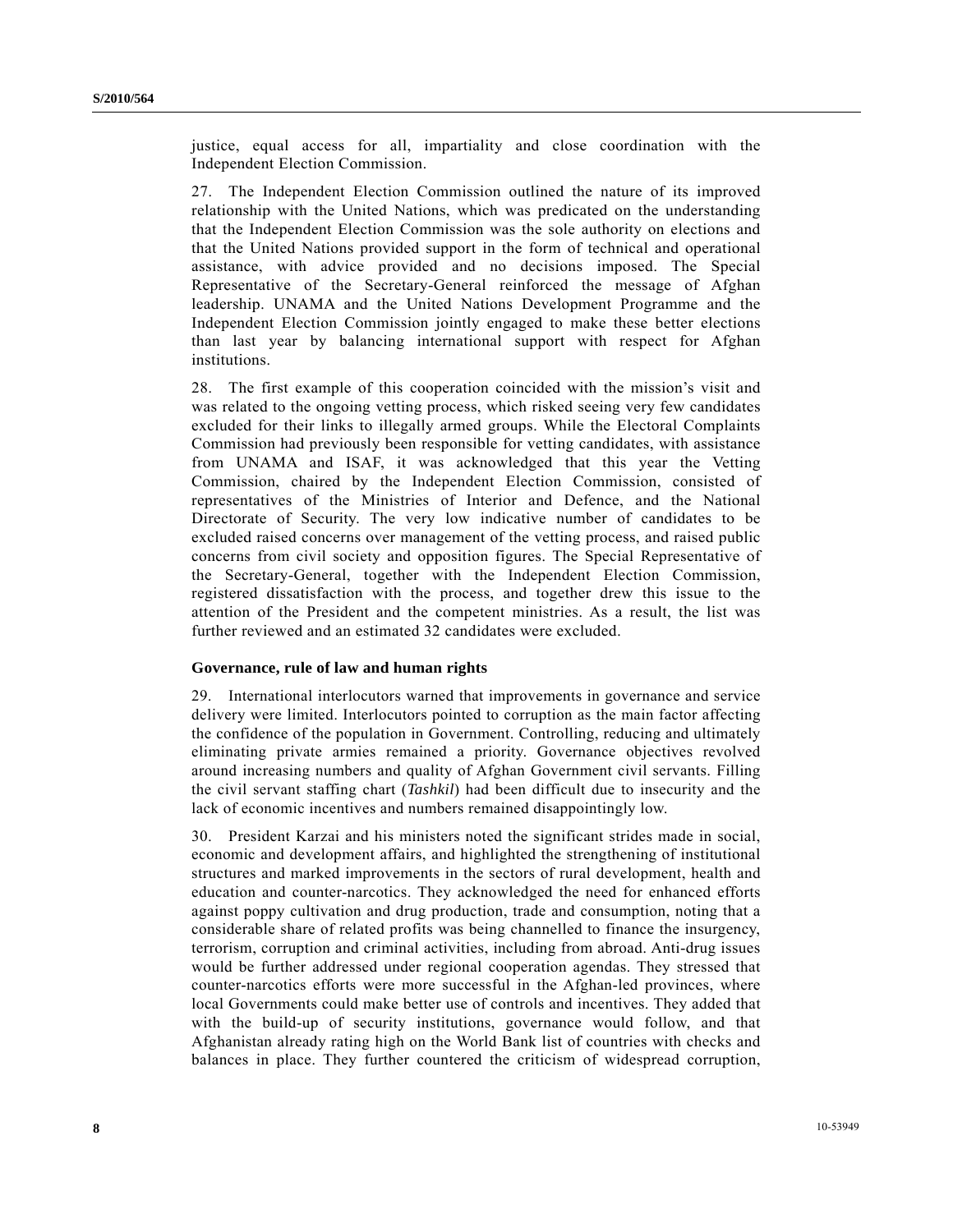justice, equal access for all, impartiality and close coordination with the Independent Election Commission.

27. The Independent Election Commission outlined the nature of its improved relationship with the United Nations, which was predicated on the understanding that the Independent Election Commission was the sole authority on elections and that the United Nations provided support in the form of technical and operational assistance, with advice provided and no decisions imposed. The Special Representative of the Secretary-General reinforced the message of Afghan leadership. UNAMA and the United Nations Development Programme and the Independent Election Commission jointly engaged to make these better elections than last year by balancing international support with respect for Afghan institutions.

28. The first example of this cooperation coincided with the mission's visit and was related to the ongoing vetting process, which risked seeing very few candidates excluded for their links to illegally armed groups. While the Electoral Complaints Commission had previously been responsible for vetting candidates, with assistance from UNAMA and ISAF, it was acknowledged that this year the Vetting Commission, chaired by the Independent Election Commission, consisted of representatives of the Ministries of Interior and Defence, and the National Directorate of Security. The very low indicative number of candidates to be excluded raised concerns over management of the vetting process, and raised public concerns from civil society and opposition figures. The Special Representative of the Secretary-General, together with the Independent Election Commission, registered dissatisfaction with the process, and together drew this issue to the attention of the President and the competent ministries. As a result, the list was further reviewed and an estimated 32 candidates were excluded.

### Governance, rule of law and human rights

29. International interlocutors warned that improvements in governance and service delivery were limited. Interlocutors pointed to corruption as the main factor affecting the confidence of the population in Government. Controlling, reducing and ultimately eliminating private armies remained a priority. Governance objectives revolved around increasing numbers and quality of Afghan Government civil servants. Filling the civil servant staffing chart (*Tashkil*) had been difficult due to insecurity and the lack of economic incentives and numbers remained disappointingly low.

30. President Karzai and his ministers noted the significant strides made in social, economic and development affairs, and highlighted the strengthening of institutional structures and marked improvements in the sectors of rural development, health and education and counter-narcotics. They acknowledged the need for enhanced efforts against poppy cultivation and drug production, trade and consumption, noting that a considerable share of related profits was being channelled to finance the insurgency, terrorism, corruption and criminal activities, including from abroad. Anti-drug issues would be further addressed under regional cooperation agendas. They stressed that counter-narcotics efforts were more successful in the Afghan-led provinces, where local Governments could make better use of controls and incentives. They added that with the build-up of security institutions, governance would follow, and that Afghanistan already rating high on the World Bank list of countries with checks and balances in place. They further countered the criticism of widespread corruption,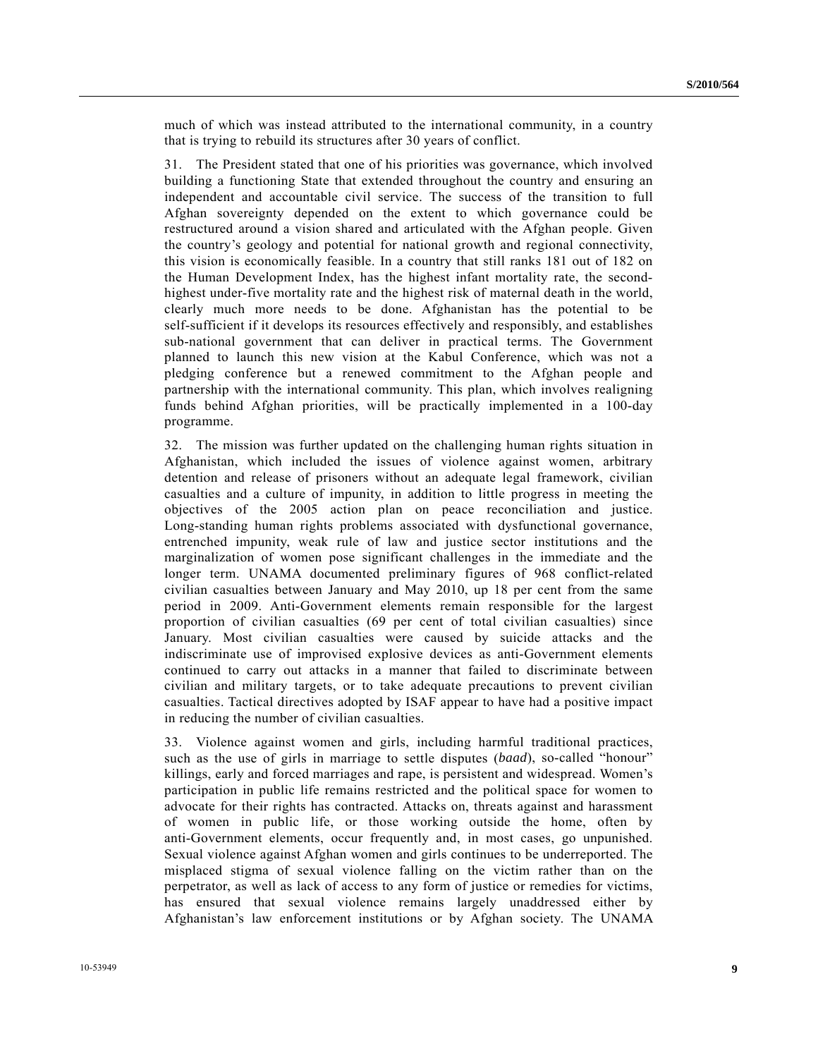much of which was instead attributed to the international community, in a country that is trying to rebuild its structures after 30 years of conflict.

31. The President stated that one of his priorities was governance, which involved building a functioning State that extended throughout the country and ensuring an independent and accountable civil service. The success of the transition to full Afghan sovereignty depended on the extent to which governance could be restructured around a vision shared and articulated with the Afghan people. Given the country's geology and potential for national growth and regional connectivity, this vision is economically feasible. In a country that still ranks 181 out of 182 on the Human Development Index, has the highest infant mortality rate, the second-highest under-five mortality rate and the highest risk of maternal death in the world, clearly much more needs to be done. Afghanistan has the potential to be self-sufficient if it develops its resources effectively and responsibly, and establishes sub-national government that can deliver in practical terms. The Government planned to launch this new vision at the Kabul Conference, which was not a pledging conference but a renewed commitment to the Afghan people and partnership with the international community. This plan, which involves realigning funds behind Afghan priorities, will be practically implemented in a 100-day programme.

32. The mission was further updated on the challenging human rights situation in Afghanistan, which included the issues of violence against women, arbitrary detention and release of prisoners without an adequate legal framework, civilian casualties and a culture of impunity, in addition to little progress in meeting the objectives of the 2005 action plan on peace reconciliation and justice. Long-standing human rights problems associated with dysfunctional governance, entrenched impunity, weak rule of law and justice sector institutions and the marginalization of women pose significant challenges in the immediate and the longer term. UNAMA documented preliminary figures of 968 conflict-related civilian casualties between January and May 2010, up 18 per cent from the same period in 2009. Anti-Government elements remain responsible for the largest proportion of civilian casualties (69 per cent of total civilian casualties) since January. Most civilian casualties were caused by suicide attacks and the indiscriminate use of improvised explosive devices as anti-Government elements continued to carry out attacks in a manner that failed to discriminate between civilian and military targets, or to take adequate precautions to prevent civilian casualties. Tactical directives adopted by ISAF appear to have had a positive impact in reducing the number of civilian casualties.

33. Violence against women and girls, including harmful traditional practices, such as the use of girls in marriage to settle disputes (*baad*), so-called "honour" killings, early and forced marriages and rape, is persistent and widespread. Women's participation in public life remains restricted and the political space for women to advocate for their rights has contracted. Attacks on, threats against and harassment of women in public life, or those working outside the home, often by anti-Government elements, occur frequently and, in most cases, go unpunished. Sexual violence against Afghan women and girls continues to be underreported. The misplaced stigma of sexual violence falling on the victim rather than on the perpetrator, as well as lack of access to any form of justice or remedies for victims, has ensured that sexual violence remains largely unaddressed either by Afghanistan's law enforcement institutions or by Afghan society. The UNAMA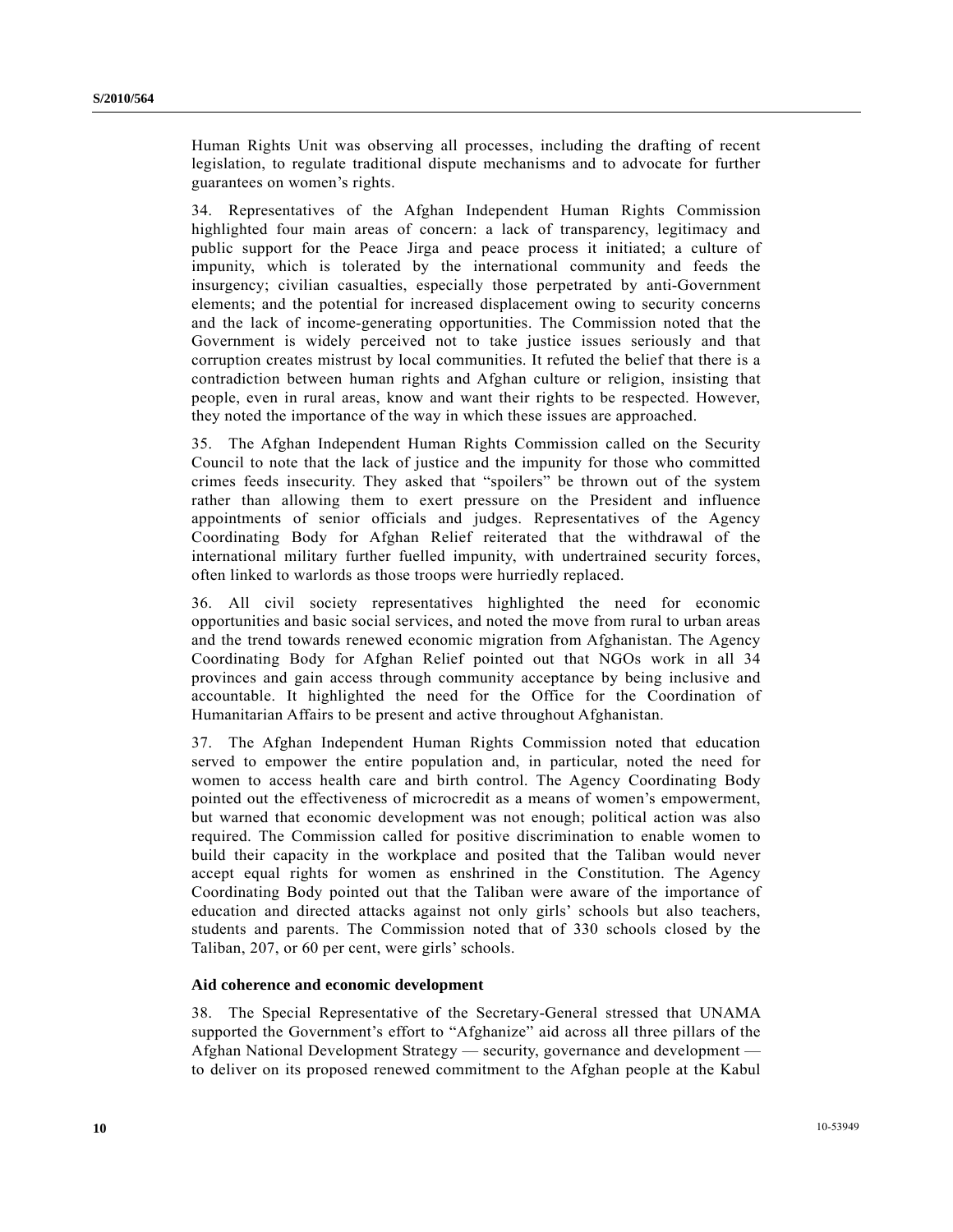Human Rights Unit was observing all processes, including the drafting of recent legislation, to regulate traditional dispute mechanisms and to advocate for further guarantees on women's rights.

34. Representatives of the Afghan Independent Human Rights Commission highlighted four main areas of concern: a lack of transparency, legitimacy and public support for the Peace Jirga and peace process it initiated; a culture of impunity, which is tolerated by the international community and feeds the insurgency; civilian casualties, especially those perpetrated by anti-Government elements; and the potential for increased displacement owing to security concerns and the lack of income-generating opportunities. The Commission noted that the Government is widely perceived not to take justice issues seriously and that corruption creates mistrust by local communities. It refuted the belief that there is a contradiction between human rights and Afghan culture or religion, insisting that people, even in rural areas, know and want their rights to be respected. However, they noted the importance of the way in which these issues are approached.

35. The Afghan Independent Human Rights Commission called on the Security Council to note that the lack of justice and the impunity for those who committed crimes feeds insecurity. They asked that "spoilers" be thrown out of the system rather than allowing them to exert pressure on the President and influence appointments of senior officials and judges. Representatives of the Agency Coordinating Body for Afghan Relief reiterated that the withdrawal of the international military further fuelled impunity, with undertrained security forces, often linked to warlords as those troops were hurriedly replaced.

36. All civil society representatives highlighted the need for economic opportunities and basic social services, and noted the move from rural to urban areas and the trend towards renewed economic migration from Afghanistan. The Agency Coordinating Body for Afghan Relief pointed out that NGOs work in all 34 provinces and gain access through community acceptance by being inclusive and accountable. It highlighted the need for the Office for the Coordination of Humanitarian Affairs to be present and active throughout Afghanistan.

37. The Afghan Independent Human Rights Commission noted that education served to empower the entire population and, in particular, noted the need for women to access health care and birth control. The Agency Coordinating Body pointed out the effectiveness of microcredit as a means of women's empowerment, but warned that economic development was not enough; political action was also required. The Commission called for positive discrimination to enable women to build their capacity in the workplace and posited that the Taliban would never accept equal rights for women as enshrined in the Constitution. The Agency Coordinating Body pointed out that the Taliban were aware of the importance of education and directed attacks against not only girls' schools but also teachers, students and parents. The Commission noted that of 330 schools closed by the Taliban, 207, or 60 per cent, were girls' schools.

### Aid coherence and economic development

38. The Special Representative of the Secretary-General stressed that UNAMA supported the Government's effort to "Afghanize" aid across all three pillars of the Afghan National Development Strategy — security, governance and development — to deliver on its proposed renewed commitment to the Afghan people at the Kabul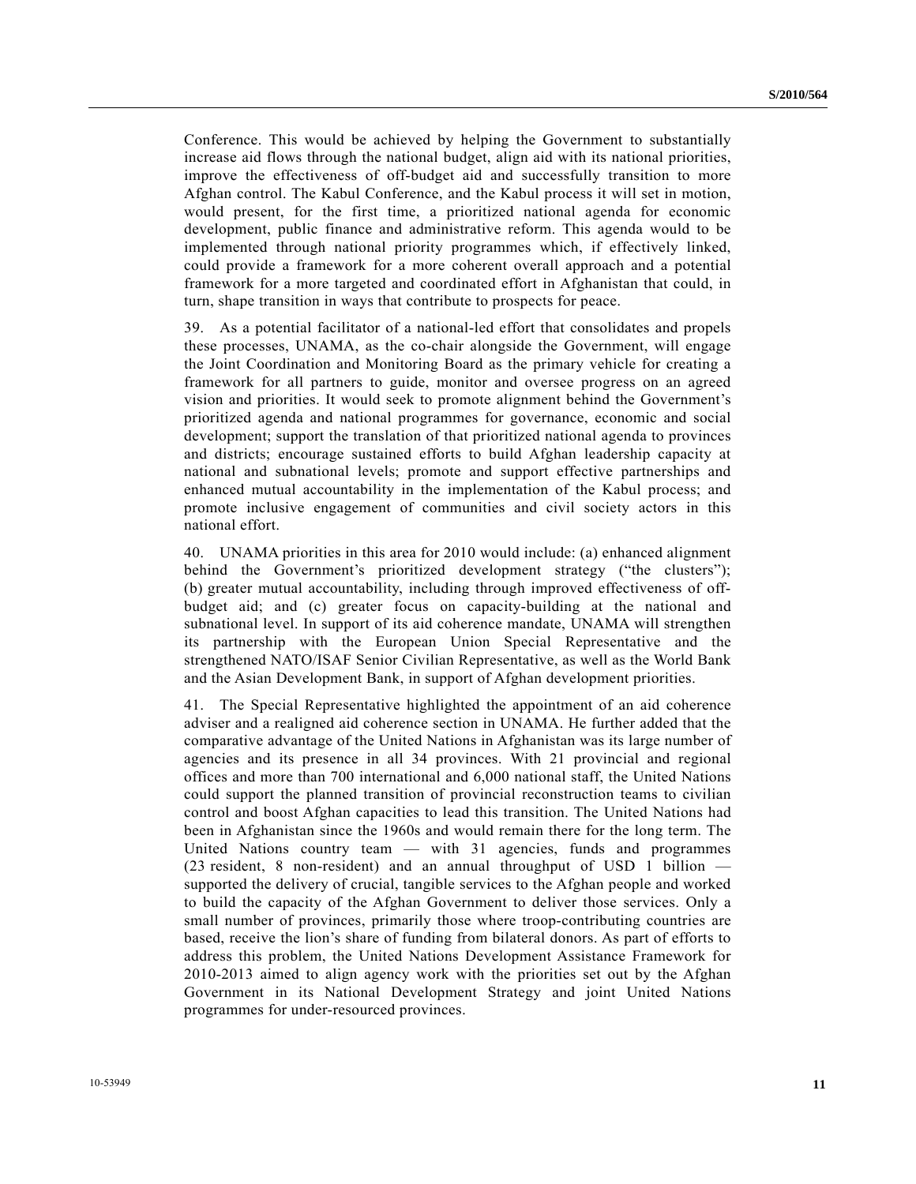Conference. This would be achieved by helping the Government to substantially increase aid flows through the national budget, align aid with its national priorities, improve the effectiveness of off-budget aid and successfully transition to more Afghan control. The Kabul Conference, and the Kabul process it will set in motion, would present, for the first time, a prioritized national agenda for economic development, public finance and administrative reform. This agenda would to be implemented through national priority programmes which, if effectively linked, could provide a framework for a more coherent overall approach and a potential framework for a more targeted and coordinated effort in Afghanistan that could, in turn, shape transition in ways that contribute to prospects for peace.

39. As a potential facilitator of a national-led effort that consolidates and propels these processes, UNAMA, as the co-chair alongside the Government, will engage the Joint Coordination and Monitoring Board as the primary vehicle for creating a framework for all partners to guide, monitor and oversee progress on an agreed vision and priorities. It would seek to promote alignment behind the Government's prioritized agenda and national programmes for governance, economic and social development; support the translation of that prioritized national agenda to provinces and districts; encourage sustained efforts to build Afghan leadership capacity at national and subnational levels; promote and support effective partnerships and enhanced mutual accountability in the implementation of the Kabul process; and promote inclusive engagement of communities and civil society actors in this national effort.

40. UNAMA priorities in this area for 2010 would include: (a) enhanced alignment behind the Government's prioritized development strategy ("the clusters"); (b) greater mutual accountability, including through improved effectiveness of off-budget aid; and (c) greater focus on capacity-building at the national and subnational level. In support of its aid coherence mandate, UNAMA will strengthen its partnership with the European Union Special Representative and the strengthened NATO/ISAF Senior Civilian Representative, as well as the World Bank and the Asian Development Bank, in support of Afghan development priorities.

41. The Special Representative highlighted the appointment of an aid coherence adviser and a realigned aid coherence section in UNAMA. He further added that the comparative advantage of the United Nations in Afghanistan was its large number of agencies and its presence in all 34 provinces. With 21 provincial and regional offices and more than 700 international and 6,000 national staff, the United Nations could support the planned transition of provincial reconstruction teams to civilian control and boost Afghan capacities to lead this transition. The United Nations had been in Afghanistan since the 1960s and would remain there for the long term. The United Nations country team — with 31 agencies, funds and programmes (23 resident, 8 non-resident) and an annual throughput of USD 1 billion — supported the delivery of crucial, tangible services to the Afghan people and worked to build the capacity of the Afghan Government to deliver those services. Only a small number of provinces, primarily those where troop-contributing countries are based, receive the lion's share of funding from bilateral donors. As part of efforts to address this problem, the United Nations Development Assistance Framework for 2010-2013 aimed to align agency work with the priorities set out by the Afghan Government in its National Development Strategy and joint United Nations programmes for under-resourced provinces.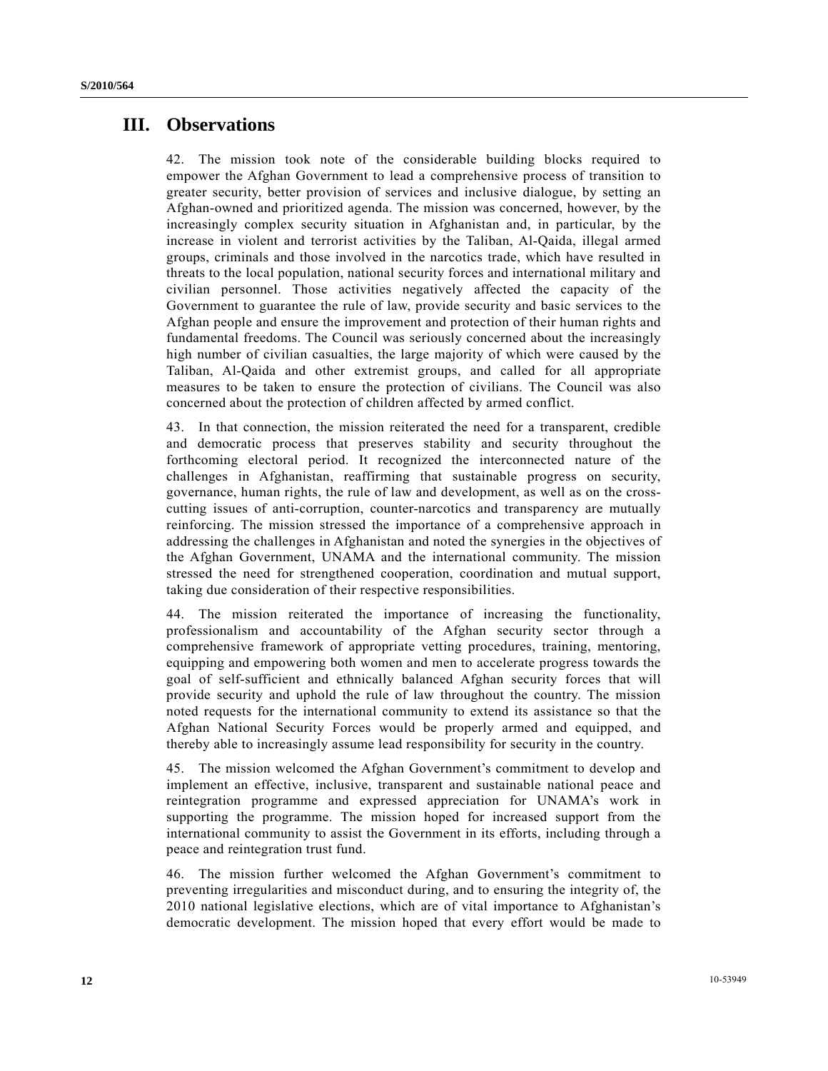## III. Observations

42. The mission took note of the considerable building blocks required to empower the Afghan Government to lead a comprehensive process of transition to greater security, better provision of services and inclusive dialogue, by setting an Afghan-owned and prioritized agenda. The mission was concerned, however, by the increasingly complex security situation in Afghanistan and, in particular, by the increase in violent and terrorist activities by the Taliban, Al-Qaida, illegal armed groups, criminals and those involved in the narcotics trade, which have resulted in threats to the local population, national security forces and international military and civilian personnel. Those activities negatively affected the capacity of the Government to guarantee the rule of law, provide security and basic services to the Afghan people and ensure the improvement and protection of their human rights and fundamental freedoms. The Council was seriously concerned about the increasingly high number of civilian casualties, the large majority of which were caused by the Taliban, Al-Qaida and other extremist groups, and called for all appropriate measures to be taken to ensure the protection of civilians. The Council was also concerned about the protection of children affected by armed conflict.

43. In that connection, the mission reiterated the need for a transparent, credible and democratic process that preserves stability and security throughout the forthcoming electoral period. It recognized the interconnected nature of the challenges in Afghanistan, reaffirming that sustainable progress on security, governance, human rights, the rule of law and development, as well as on the cross-cutting issues of anti-corruption, counter-narcotics and transparency are mutually reinforcing. The mission stressed the importance of a comprehensive approach in addressing the challenges in Afghanistan and noted the synergies in the objectives of the Afghan Government, UNAMA and the international community. The mission stressed the need for strengthened cooperation, coordination and mutual support, taking due consideration of their respective responsibilities.

44. The mission reiterated the importance of increasing the functionality, professionalism and accountability of the Afghan security sector through a comprehensive framework of appropriate vetting procedures, training, mentoring, equipping and empowering both women and men to accelerate progress towards the goal of self-sufficient and ethnically balanced Afghan security forces that will provide security and uphold the rule of law throughout the country. The mission noted requests for the international community to extend its assistance so that the Afghan National Security Forces would be properly armed and equipped, and thereby able to increasingly assume lead responsibility for security in the country.

45. The mission welcomed the Afghan Government's commitment to develop and implement an effective, inclusive, transparent and sustainable national peace and reintegration programme and expressed appreciation for UNAMA's work in supporting the programme. The mission hoped for increased support from the international community to assist the Government in its efforts, including through a peace and reintegration trust fund.

46. The mission further welcomed the Afghan Government's commitment to preventing irregularities and misconduct during, and to ensuring the integrity of, the 2010 national legislative elections, which are of vital importance to Afghanistan's democratic development. The mission hoped that every effort would be made to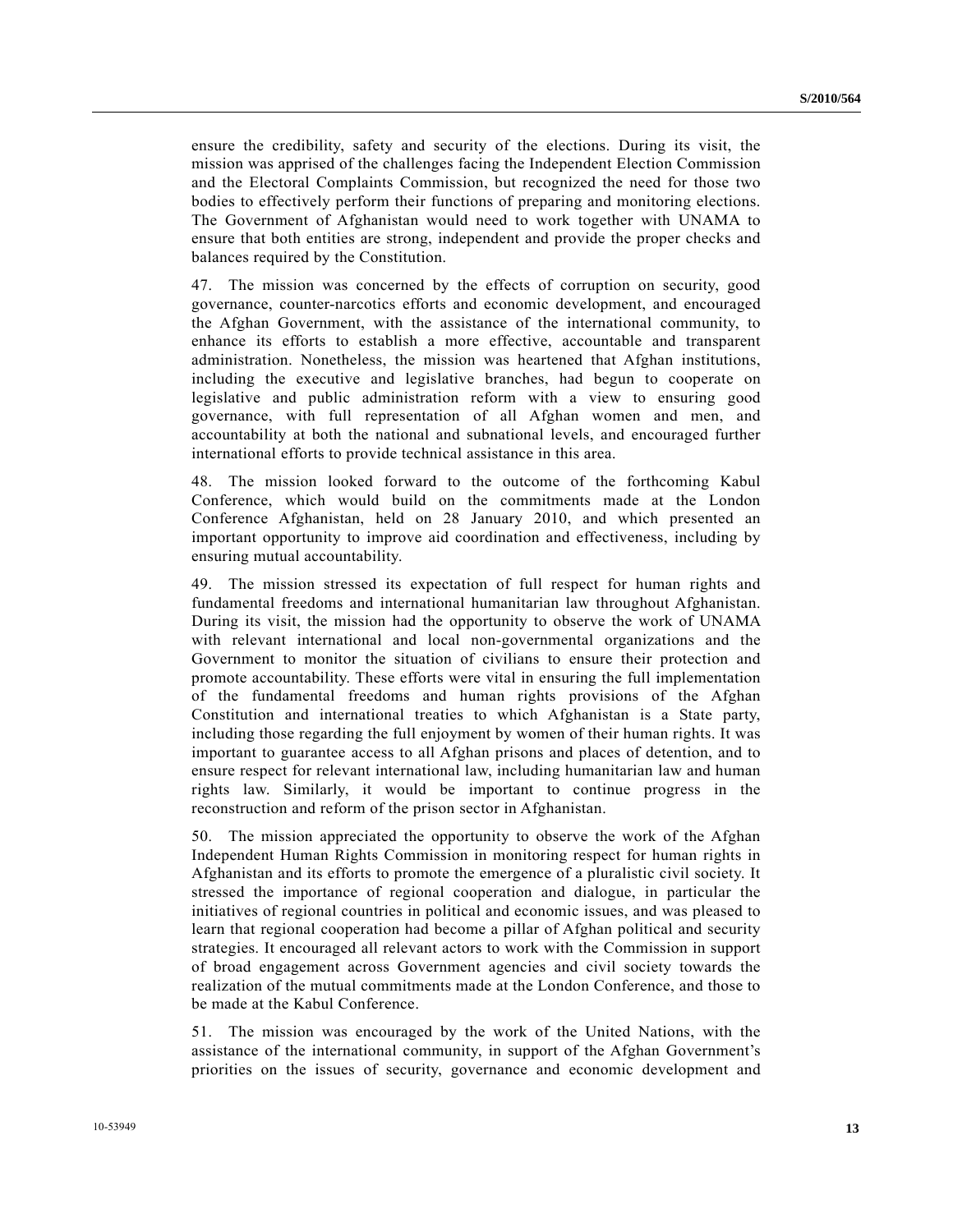ensure the credibility, safety and security of the elections. During its visit, the mission was apprised of the challenges facing the Independent Election Commission and the Electoral Complaints Commission, but recognized the need for those two bodies to effectively perform their functions of preparing and monitoring elections. The Government of Afghanistan would need to work together with UNAMA to ensure that both entities are strong, independent and provide the proper checks and balances required by the Constitution.

47. The mission was concerned by the effects of corruption on security, good governance, counter-narcotics efforts and economic development, and encouraged the Afghan Government, with the assistance of the international community, to enhance its efforts to establish a more effective, accountable and transparent administration. Nonetheless, the mission was heartened that Afghan institutions, including the executive and legislative branches, had begun to cooperate on legislative and public administration reform with a view to ensuring good governance, with full representation of all Afghan women and men, and accountability at both the national and subnational levels, and encouraged further international efforts to provide technical assistance in this area.

48. The mission looked forward to the outcome of the forthcoming Kabul Conference, which would build on the commitments made at the London Conference Afghanistan, held on 28 January 2010, and which presented an important opportunity to improve aid coordination and effectiveness, including by ensuring mutual accountability.

49. The mission stressed its expectation of full respect for human rights and fundamental freedoms and international humanitarian law throughout Afghanistan. During its visit, the mission had the opportunity to observe the work of UNAMA with relevant international and local non-governmental organizations and the Government to monitor the situation of civilians to ensure their protection and promote accountability. These efforts were vital in ensuring the full implementation of the fundamental freedoms and human rights provisions of the Afghan Constitution and international treaties to which Afghanistan is a State party, including those regarding the full enjoyment by women of their human rights. It was important to guarantee access to all Afghan prisons and places of detention, and to ensure respect for relevant international law, including humanitarian law and human rights law. Similarly, it would be important to continue progress in the reconstruction and reform of the prison sector in Afghanistan.

50. The mission appreciated the opportunity to observe the work of the Afghan Independent Human Rights Commission in monitoring respect for human rights in Afghanistan and its efforts to promote the emergence of a pluralistic civil society. It stressed the importance of regional cooperation and dialogue, in particular the initiatives of regional countries in political and economic issues, and was pleased to learn that regional cooperation had become a pillar of Afghan political and security strategies. It encouraged all relevant actors to work with the Commission in support of broad engagement across Government agencies and civil society towards the realization of the mutual commitments made at the London Conference, and those to be made at the Kabul Conference.

51. The mission was encouraged by the work of the United Nations, with the assistance of the international community, in support of the Afghan Government's priorities on the issues of security, governance and economic development and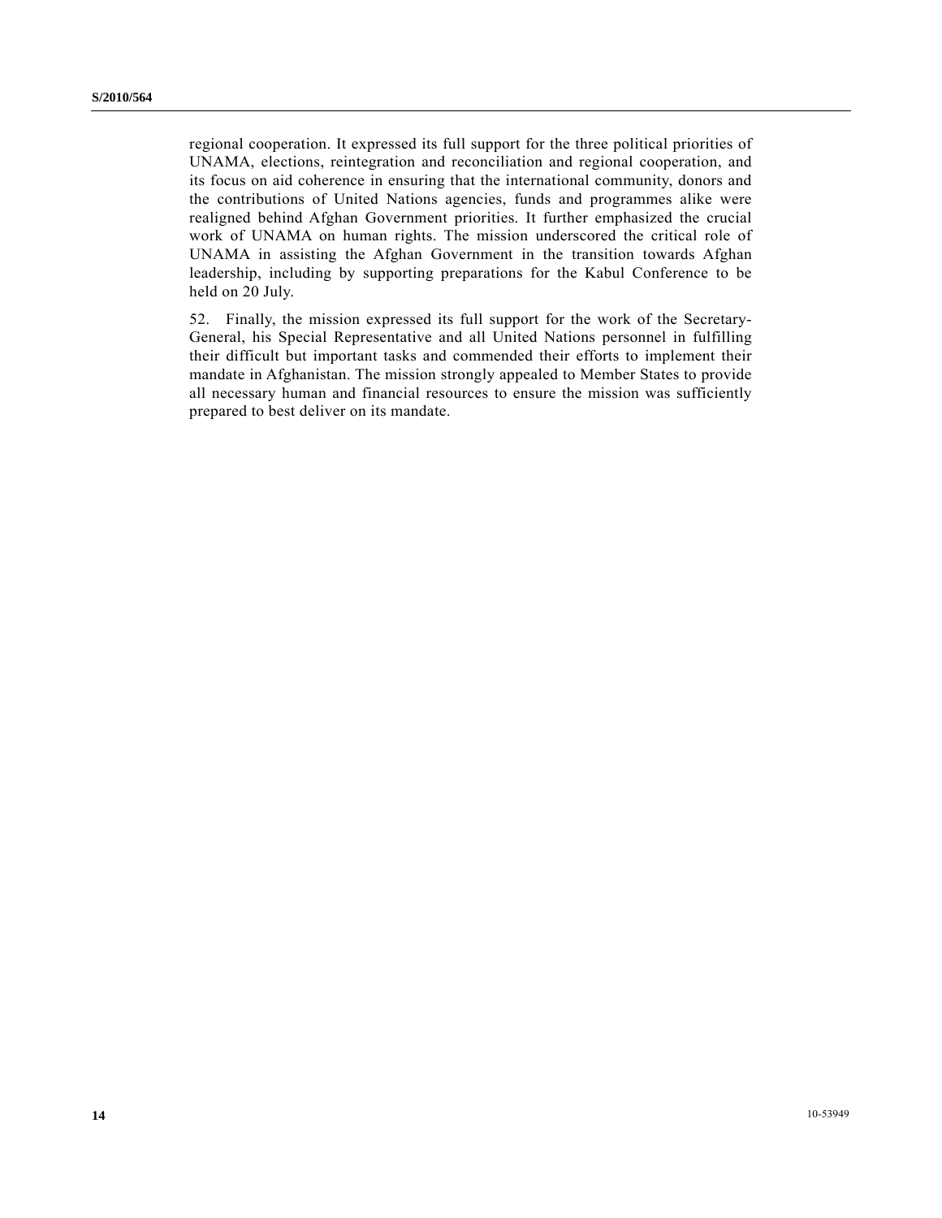regional cooperation. It expressed its full support for the three political priorities of UNAMA, elections, reintegration and reconciliation and regional cooperation, and its focus on aid coherence in ensuring that the international community, donors and the contributions of United Nations agencies, funds and programmes alike were realigned behind Afghan Government priorities. It further emphasized the crucial work of UNAMA on human rights. The mission underscored the critical role of UNAMA in assisting the Afghan Government in the transition towards Afghan leadership, including by supporting preparations for the Kabul Conference to be held on 20 July.

52. Finally, the mission expressed its full support for the work of the Secretary-General, his Special Representative and all United Nations personnel in fulfilling their difficult but important tasks and commended their efforts to implement their mandate in Afghanistan. The mission strongly appealed to Member States to provide all necessary human and financial resources to ensure the mission was sufficiently prepared to best deliver on its mandate.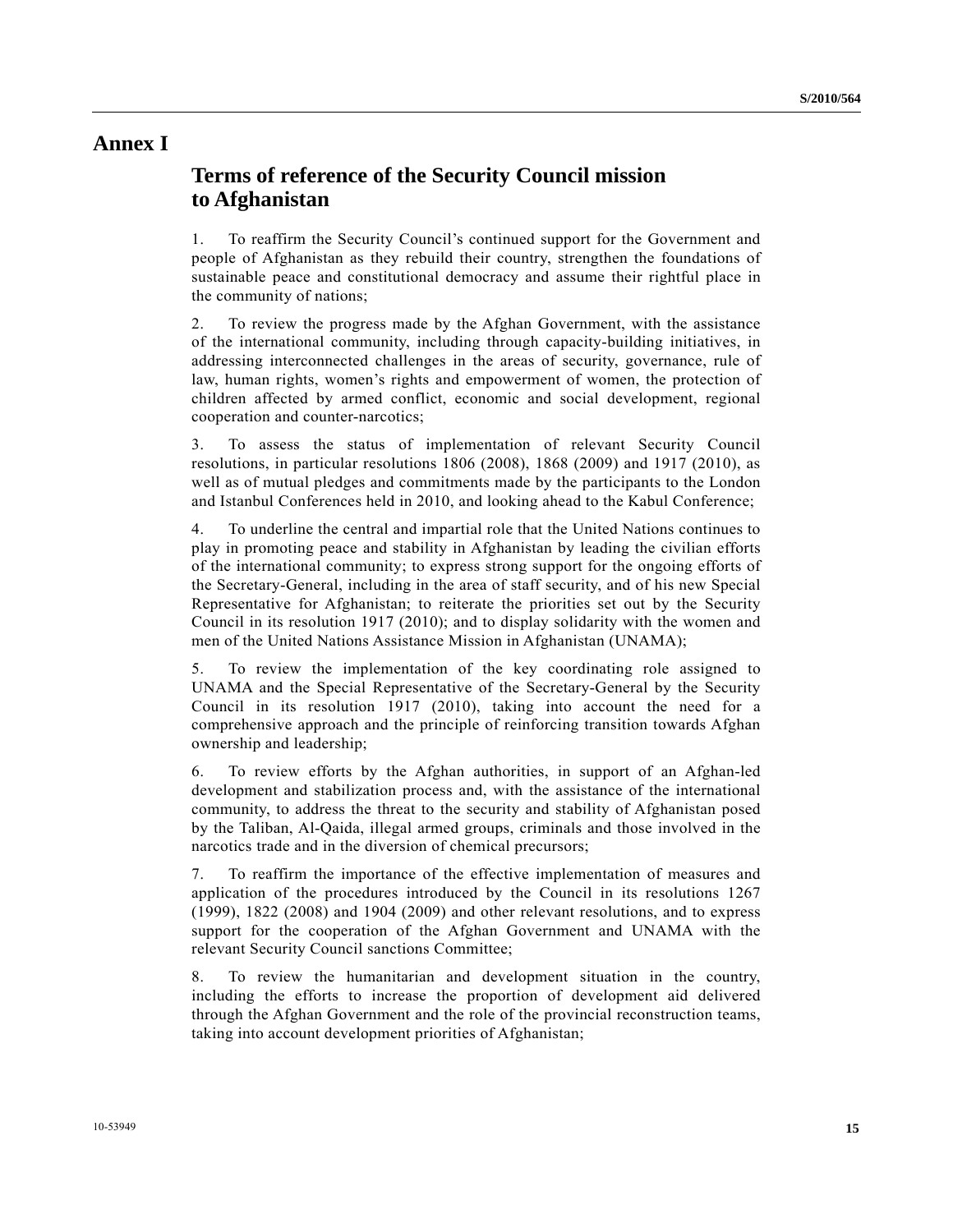# Annex I

## Terms of reference of the Security Council mission to Afghanistan

1. To reaffirm the Security Council's continued support for the Government and people of Afghanistan as they rebuild their country, strengthen the foundations of sustainable peace and constitutional democracy and assume their rightful place in the community of nations;

2. To review the progress made by the Afghan Government, with the assistance of the international community, including through capacity-building initiatives, in addressing interconnected challenges in the areas of security, governance, rule of law, human rights, women's rights and empowerment of women, the protection of children affected by armed conflict, economic and social development, regional cooperation and counter-narcotics;

3. To assess the status of implementation of relevant Security Council resolutions, in particular resolutions 1806 (2008), 1868 (2009) and 1917 (2010), as well as of mutual pledges and commitments made by the participants to the London and Istanbul Conferences held in 2010, and looking ahead to the Kabul Conference;

4. To underline the central and impartial role that the United Nations continues to play in promoting peace and stability in Afghanistan by leading the civilian efforts of the international community; to express strong support for the ongoing efforts of the Secretary-General, including in the area of staff security, and of his new Special Representative for Afghanistan; to reiterate the priorities set out by the Security Council in its resolution 1917 (2010); and to display solidarity with the women and men of the United Nations Assistance Mission in Afghanistan (UNAMA);

5. To review the implementation of the key coordinating role assigned to UNAMA and the Special Representative of the Secretary-General by the Security Council in its resolution 1917 (2010), taking into account the need for a comprehensive approach and the principle of reinforcing transition towards Afghan ownership and leadership;

6. To review efforts by the Afghan authorities, in support of an Afghan-led development and stabilization process and, with the assistance of the international community, to address the threat to the security and stability of Afghanistan posed by the Taliban, Al-Qaida, illegal armed groups, criminals and those involved in the narcotics trade and in the diversion of chemical precursors;

7. To reaffirm the importance of the effective implementation of measures and application of the procedures introduced by the Council in its resolutions 1267 (1999), 1822 (2008) and 1904 (2009) and other relevant resolutions, and to express support for the cooperation of the Afghan Government and UNAMA with the relevant Security Council sanctions Committee;

8. To review the humanitarian and development situation in the country, including the efforts to increase the proportion of development aid delivered through the Afghan Government and the role of the provincial reconstruction teams, taking into account development priorities of Afghanistan;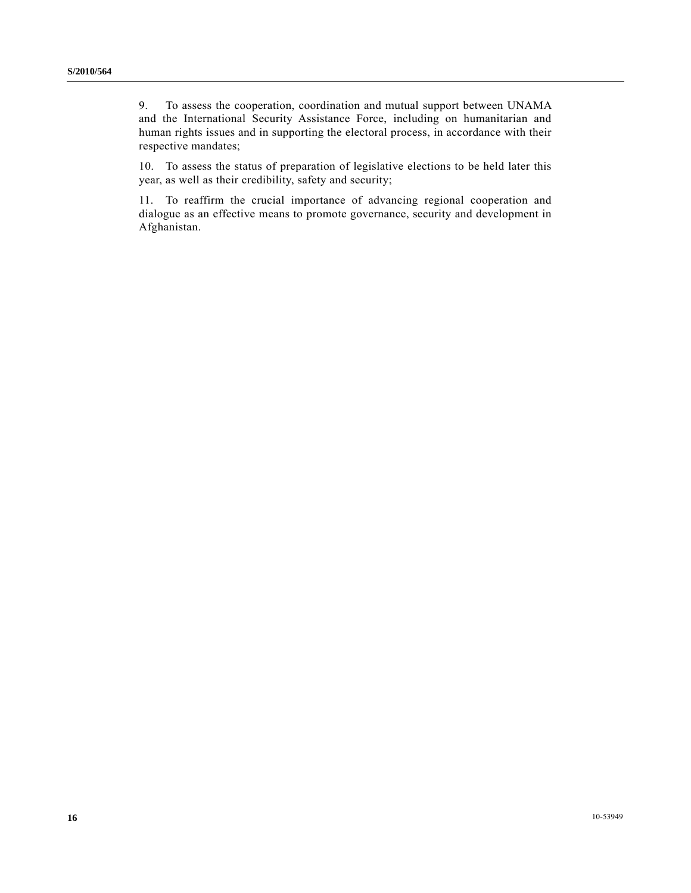9. To assess the cooperation, coordination and mutual support between UNAMA and the International Security Assistance Force, including on humanitarian and human rights issues and in supporting the electoral process, in accordance with their respective mandates;

10. To assess the status of preparation of legislative elections to be held later this year, as well as their credibility, safety and security;

11. To reaffirm the crucial importance of advancing regional cooperation and dialogue as an effective means to promote governance, security and development in Afghanistan.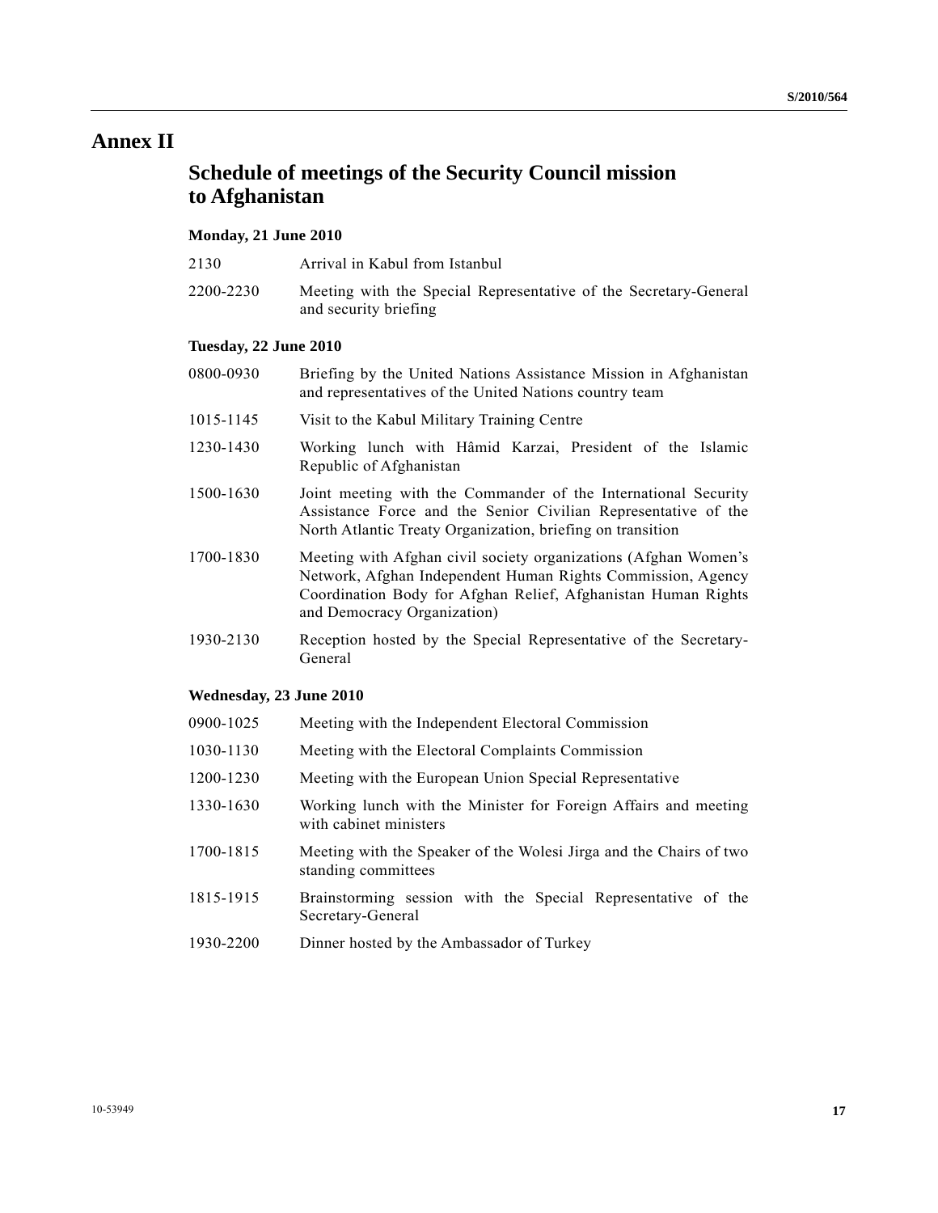# Annex II

## Schedule of meetings of the Security Council mission to Afghanistan

**Monday, 21 June 2010**

| | |
|---|---|
| 2130 | Arrival in Kabul from Istanbul |
| 2200-2230 | Meeting with the Special Representative of the Secretary-General and security briefing |

**Tuesday, 22 June 2010**

| | |
|---|---|
| 0800-0930 | Briefing by the United Nations Assistance Mission in Afghanistan and representatives of the United Nations country team |
| 1015-1145 | Visit to the Kabul Military Training Centre |
| 1230-1430 | Working lunch with Hâmid Karzai, President of the Islamic Republic of Afghanistan |
| 1500-1630 | Joint meeting with the Commander of the International Security Assistance Force and the Senior Civilian Representative of the North Atlantic Treaty Organization, briefing on transition |
| 1700-1830 | Meeting with Afghan civil society organizations (Afghan Women's Network, Afghan Independent Human Rights Commission, Agency Coordination Body for Afghan Relief, Afghanistan Human Rights and Democracy Organization) |
| 1930-2130 | Reception hosted by the Special Representative of the Secretary-General |

**Wednesday, 23 June 2010**

| | |
|---|---|
| 0900-1025 | Meeting with the Independent Electoral Commission |
| 1030-1130 | Meeting with the Electoral Complaints Commission |
| 1200-1230 | Meeting with the European Union Special Representative |
| 1330-1630 | Working lunch with the Minister for Foreign Affairs and meeting with cabinet ministers |
| 1700-1815 | Meeting with the Speaker of the Wolesi Jirga and the Chairs of two standing committees |
| 1815-1915 | Brainstorming session with the Special Representative of the Secretary-General |
| 1930-2200 | Dinner hosted by the Ambassador of Turkey |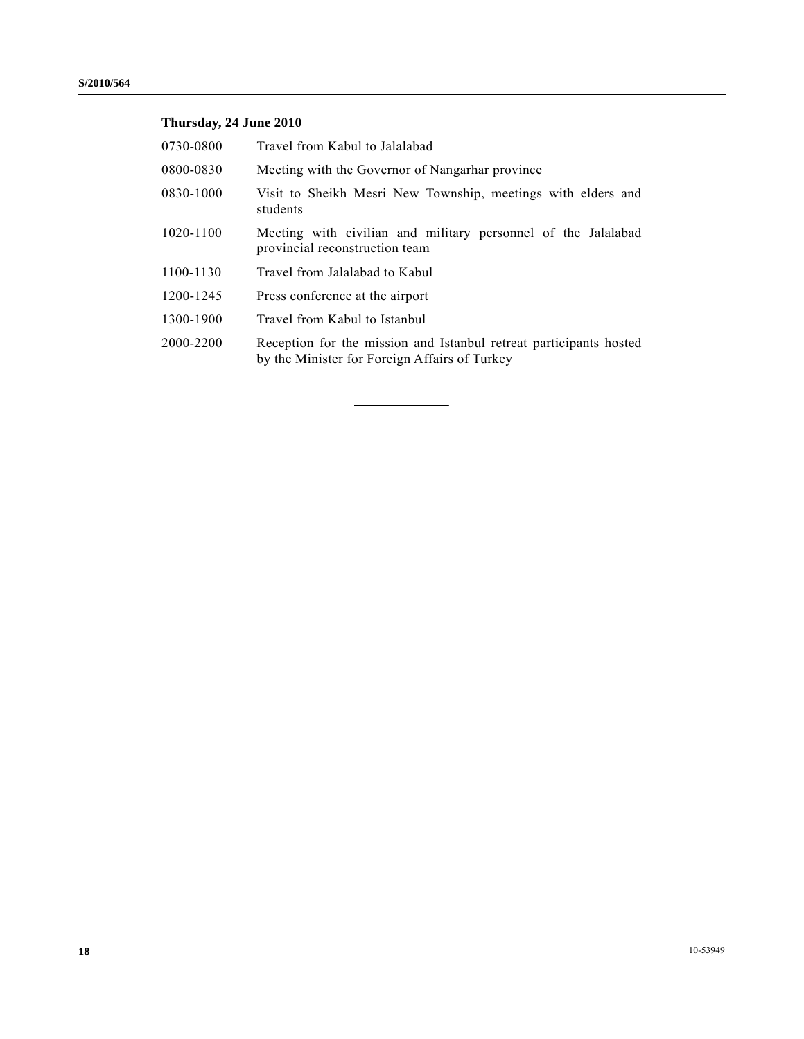**Thursday, 24 June 2010**

| | |
|---|---|
| 0730-0800 | Travel from Kabul to Jalalabad |
| 0800-0830 | Meeting with the Governor of Nangarhar province |
| 0830-1000 | Visit to Sheikh Mesri New Township, meetings with elders and students |
| 1020-1100 | Meeting with civilian and military personnel of the Jalalabad provincial reconstruction team |
| 1100-1130 | Travel from Jalalabad to Kabul |
| 1200-1245 | Press conference at the airport |
| 1300-1900 | Travel from Kabul to Istanbul |
| 2000-2200 | Reception for the mission and Istanbul retreat participants hosted by the Minister for Foreign Affairs of Turkey |